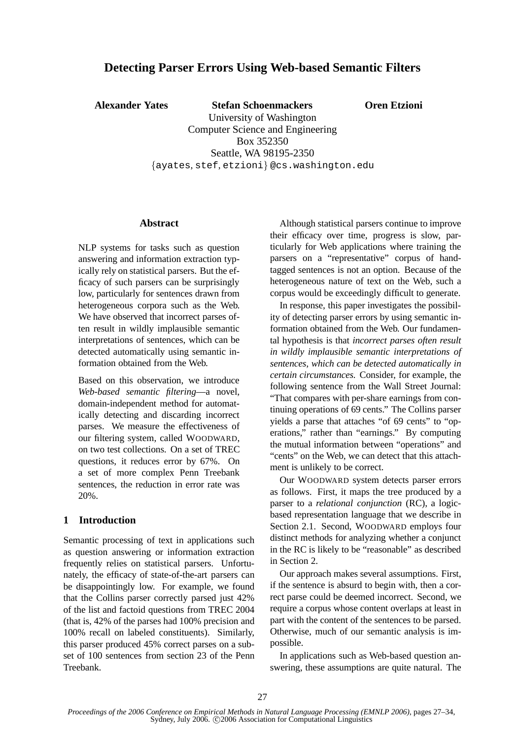# Detecting Parser Errors Using Web-based Semantic Filters

**Alexander Yates** **Stefan Schoenmackers** **Oren Etzioni**

University of Washington
Computer Science and Engineering
Box 352350
Seattle, WA 98195-2350
{ayates, stef, etzioni} @cs.washington.edu

## Abstract

NLP systems for tasks such as question answering and information extraction typically rely on statistical parsers. But the efficacy of such parsers can be surprisingly low, particularly for sentences drawn from heterogeneous corpora such as the Web. We have observed that incorrect parses often result in wildly implausible semantic interpretations of sentences, which can be detected automatically using semantic information obtained from the Web.

Based on this observation, we introduce *Web-based semantic filtering*—a novel, domain-independent method for automatically detecting and discarding incorrect parses. We measure the effectiveness of our filtering system, called WOODWARD, on two test collections. On a set of TREC questions, it reduces error by 67%. On a set of more complex Penn Treebank sentences, the reduction in error rate was 20%.

## 1 Introduction

Semantic processing of text in applications such as question answering or information extraction frequently relies on statistical parsers. Unfortunately, the efficacy of state-of-the-art parsers can be disappointingly low. For example, we found that the Collins parser correctly parsed just 42% of the list and factoid questions from TREC 2004 (that is, 42% of the parses had 100% precision and 100% recall on labeled constituents). Similarly, this parser produced 45% correct parses on a subset of 100 sentences from section 23 of the Penn Treebank.

Although statistical parsers continue to improve their efficacy over time, progress is slow, particularly for Web applications where training the parsers on a "representative" corpus of hand-tagged sentences is not an option. Because of the heterogeneous nature of text on the Web, such a corpus would be exceedingly difficult to generate.

In response, this paper investigates the possibility of detecting parser errors by using semantic information obtained from the Web. Our fundamental hypothesis is that *incorrect parses often result in wildly implausible semantic interpretations of sentences, which can be detected automatically in certain circumstances.* Consider, for example, the following sentence from the Wall Street Journal: "That compares with per-share earnings from continuing operations of 69 cents." The Collins parser yields a parse that attaches "of 69 cents" to "operations," rather than "earnings." By computing the mutual information between "operations" and "cents" on the Web, we can detect that this attachment is unlikely to be correct.

Our WOODWARD system detects parser errors as follows. First, it maps the tree produced by a parser to a *relational conjunction* (RC), a logic-based representation language that we describe in Section 2.1. Second, WOODWARD employs four distinct methods for analyzing whether a conjunct in the RC is likely to be "reasonable" as described in Section 2.

Our approach makes several assumptions. First, if the sentence is absurd to begin with, then a correct parse could be deemed incorrect. Second, we require a corpus whose content overlaps at least in part with the content of the sentences to be parsed. Otherwise, much of our semantic analysis is impossible.

In applications such as Web-based question answering, these assumptions are quite natural. The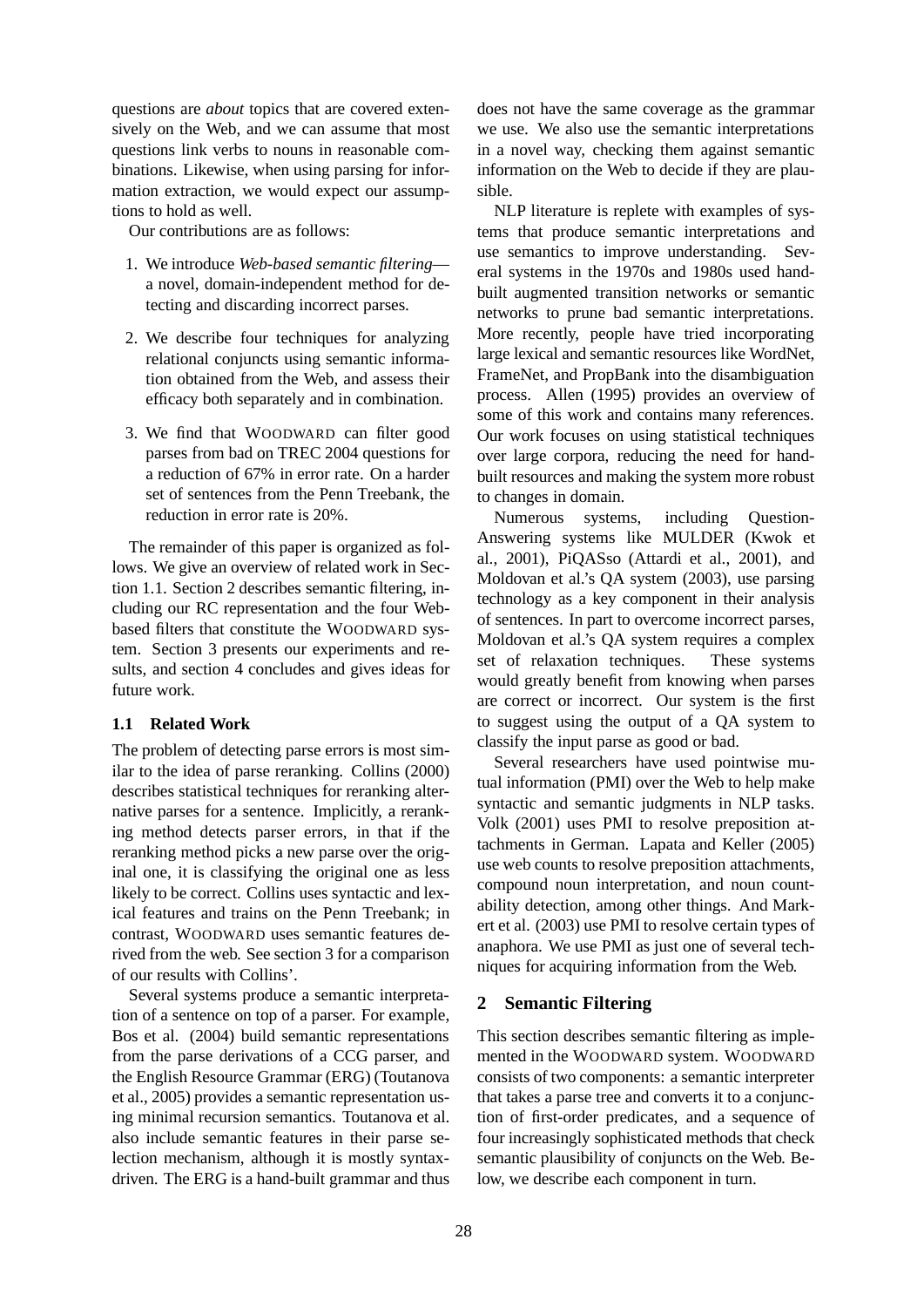questions are *about* topics that are covered extensively on the Web, and we can assume that most questions link verbs to nouns in reasonable combinations. Likewise, when using parsing for information extraction, we would expect our assumptions to hold as well.

Our contributions are as follows:

1. We introduce *Web-based semantic filtering*—a novel, domain-independent method for detecting and discarding incorrect parses.
2. We describe four techniques for analyzing relational conjuncts using semantic information obtained from the Web, and assess their efficacy both separately and in combination.
3. We find that WOODWARD can filter good parses from bad on TREC 2004 questions for a reduction of 67% in error rate. On a harder set of sentences from the Penn Treebank, the reduction in error rate is 20%.

The remainder of this paper is organized as follows. We give an overview of related work in Section 1.1. Section 2 describes semantic filtering, including our RC representation and the four Web-based filters that constitute the WOODWARD system. Section 3 presents our experiments and results, and section 4 concludes and gives ideas for future work.

### 1.1 Related Work

The problem of detecting parse errors is most similar to the idea of parse reranking. Collins (2000) describes statistical techniques for reranking alternative parses for a sentence. Implicitly, a reranking method detects parser errors, in that if the reranking method picks a new parse over the original one, it is classifying the original one as less likely to be correct. Collins uses syntactic and lexical features and trains on the Penn Treebank; in contrast, WOODWARD uses semantic features derived from the web. See section 3 for a comparison of our results with Collins'.

Several systems produce a semantic interpretation of a sentence on top of a parser. For example, Bos et al. (2004) build semantic representations from the parse derivations of a CCG parser, and the English Resource Grammar (ERG) (Toutanova et al., 2005) provides a semantic representation using minimal recursion semantics. Toutanova et al. also include semantic features in their parse selection mechanism, although it is mostly syntax-driven. The ERG is a hand-built grammar and thus does not have the same coverage as the grammar we use. We also use the semantic interpretations in a novel way, checking them against semantic information on the Web to decide if they are plausible.

NLP literature is replete with examples of systems that produce semantic interpretations and use semantics to improve understanding. Several systems in the 1970s and 1980s used hand-built augmented transition networks or semantic networks to prune bad semantic interpretations. More recently, people have tried incorporating large lexical and semantic resources like WordNet, FrameNet, and PropBank into the disambiguation process. Allen (1995) provides an overview of some of this work and contains many references. Our work focuses on using statistical techniques over large corpora, reducing the need for hand-built resources and making the system more robust to changes in domain.

Numerous systems, including Question-Answering systems like MULDER (Kwok et al., 2001), PiQASso (Attardi et al., 2001), and Moldovan et al.'s QA system (2003), use parsing technology as a key component in their analysis of sentences. In part to overcome incorrect parses, Moldovan et al.'s QA system requires a complex set of relaxation techniques. These systems would greatly benefit from knowing when parses are correct or incorrect. Our system is the first to suggest using the output of a QA system to classify the input parse as good or bad.

Several researchers have used pointwise mutual information (PMI) over the Web to help make syntactic and semantic judgments in NLP tasks. Volk (2001) uses PMI to resolve preposition attachments in German. Lapata and Keller (2005) use web counts to resolve preposition attachments, compound noun interpretation, and noun countability detection, among other things. And Markert et al. (2003) use PMI to resolve certain types of anaphora. We use PMI as just one of several techniques for acquiring information from the Web.

## 2 Semantic Filtering

This section describes semantic filtering as implemented in the WOODWARD system. WOODWARD consists of two components: a semantic interpreter that takes a parse tree and converts it to a conjunction of first-order predicates, and a sequence of four increasingly sophisticated methods that check semantic plausibility of conjuncts on the Web. Below, we describe each component in turn.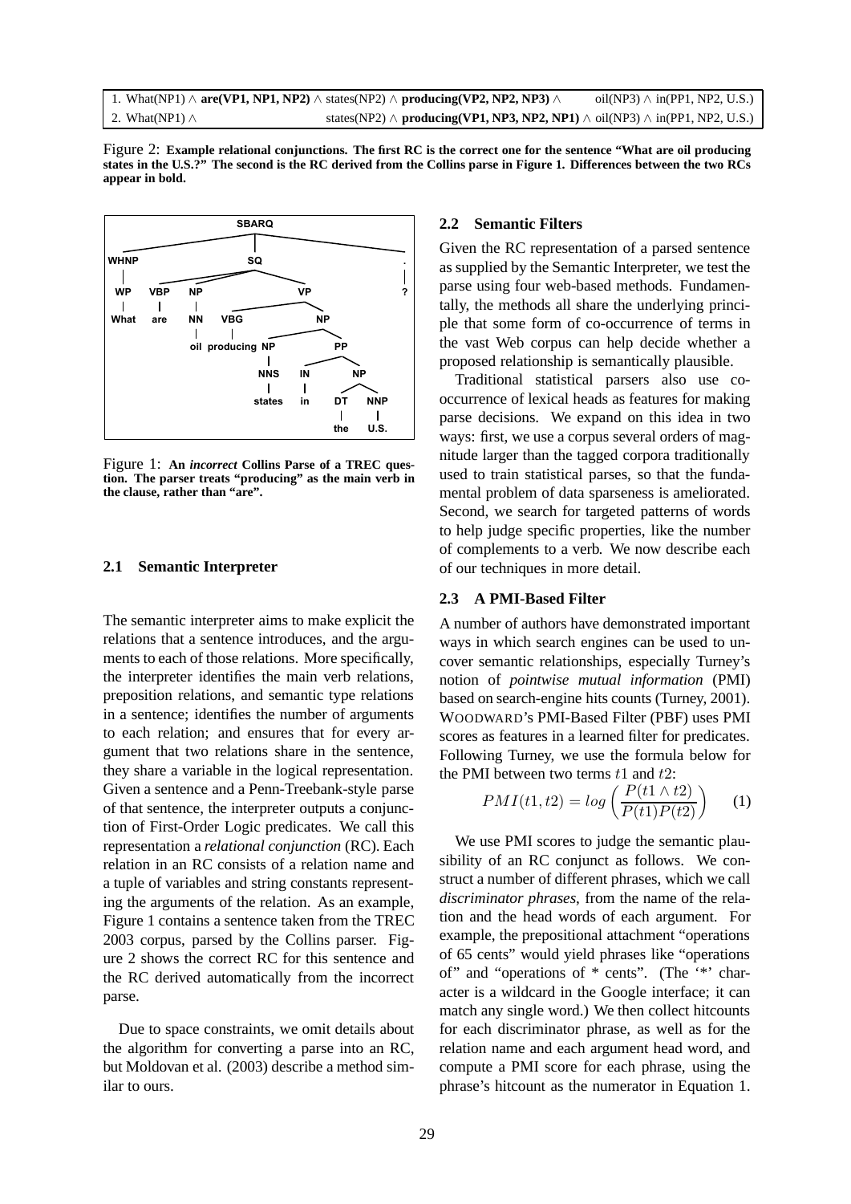| | |
|---|---|
| 1. What(NP1) ∧ **are(VP1, NP1, NP2)** ∧ states(NP2) ∧ **producing(VP2, NP2, NP3)** ∧ | oil(NP3) ∧ in(PP1, NP2, U.S.) |
| 2. What(NP1) ∧ | states(NP2) ∧ **producing(VP1, NP3, NP2, NP1)** ∧ oil(NP3) ∧ in(PP1, NP2, U.S.) |

Figure 2: **Example relational conjunctions. The first RC is the correct one for the sentence "What are oil producing states in the U.S.?" The second is the RC derived from the Collins parse in Figure 1. Differences between the two RCs appear in bold.**

Figure 1: **An *incorrect* Collins Parse of a TREC question. The parser treats "producing" as the main verb in the clause, rather than "are".**

### 2.1 Semantic Interpreter

The semantic interpreter aims to make explicit the relations that a sentence introduces, and the arguments to each of those relations. More specifically, the interpreter identifies the main verb relations, preposition relations, and semantic type relations in a sentence; identifies the number of arguments to each relation; and ensures that for every argument that two relations share in the sentence, they share a variable in the logical representation. Given a sentence and a Penn-Treebank-style parse of that sentence, the interpreter outputs a conjunction of First-Order Logic predicates. We call this representation a *relational conjunction* (RC). Each relation in an RC consists of a relation name and a tuple of variables and string constants representing the arguments of the relation. As an example, Figure 1 contains a sentence taken from the TREC 2003 corpus, parsed by the Collins parser. Figure 2 shows the correct RC for this sentence and the RC derived automatically from the incorrect parse.

Due to space constraints, we omit details about the algorithm for converting a parse into an RC, but Moldovan et al. (2003) describe a method similar to ours.

### 2.2 Semantic Filters

Given the RC representation of a parsed sentence as supplied by the Semantic Interpreter, we test the parse using four web-based methods. Fundamentally, the methods all share the underlying principle that some form of co-occurrence of terms in the vast Web corpus can help decide whether a proposed relationship is semantically plausible.

Traditional statistical parsers also use co-occurrence of lexical heads as features for making parse decisions. We expand on this idea in two ways: first, we use a corpus several orders of magnitude larger than the tagged corpora traditionally used to train statistical parses, so that the fundamental problem of data sparseness is ameliorated. Second, we search for targeted patterns of words to help judge specific properties, like the number of complements to a verb. We now describe each of our techniques in more detail.

### 2.3 A PMI-Based Filter

A number of authors have demonstrated important ways in which search engines can be used to uncover semantic relationships, especially Turney's notion of *pointwise mutual information* (PMI) based on search-engine hits counts (Turney, 2001). WOODWARD's PMI-Based Filter (PBF) uses PMI scores as features in a learned filter for predicates. Following Turney, we use the formula below for the PMI between two terms $t1$ and $t2$:

$$PMI(t1, t2) = log\left(\frac{P(t1 \wedge t2)}{P(t1)P(t2)}\right) \quad (1)$$

We use PMI scores to judge the semantic plausibility of an RC conjunct as follows. We construct a number of different phrases, which we call *discriminator phrases*, from the name of the relation and the head words of each argument. For example, the prepositional attachment "operations of 65 cents" would yield phrases like "operations of" and "operations of * cents". (The '*' character is a wildcard in the Google interface; it can match any single word.) We then collect hitcounts for each discriminator phrase, as well as for the relation name and each argument head word, and compute a PMI score for each phrase, using the phrase's hitcount as the numerator in Equation 1.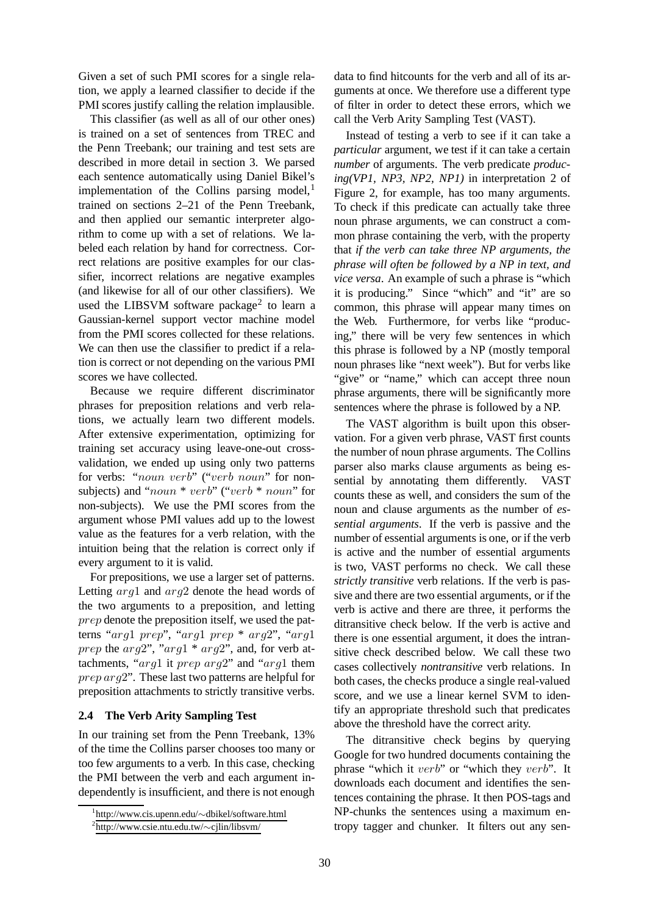Given a set of such PMI scores for a single relation, we apply a learned classifier to decide if the PMI scores justify calling the relation implausible.

This classifier (as well as all of our other ones) is trained on a set of sentences from TREC and the Penn Treebank; our training and test sets are described in more detail in section 3. We parsed each sentence automatically using Daniel Bikel's implementation of the Collins parsing model,[1] trained on sections 2–21 of the Penn Treebank, and then applied our semantic interpreter algorithm to come up with a set of relations. We labeled each relation by hand for correctness. Correct relations are positive examples for our classifier, incorrect relations are negative examples (and likewise for all of our other classifiers). We used the LIBSVM software package[2] to learn a Gaussian-kernel support vector machine model from the PMI scores collected for these relations. We can then use the classifier to predict if a relation is correct or not depending on the various PMI scores we have collected.

Because we require different discriminator phrases for preposition relations and verb relations, we actually learn two different models. After extensive experimentation, optimizing for training set accuracy using leave-one-out cross-validation, we ended up using only two patterns for verbs: "$noun$ $verb$" ("$verb$ $noun$" for non-subjects) and "$noun$ * $verb$" ("$verb$ * $noun$" for non-subjects). We use the PMI scores from the argument whose PMI values add up to the lowest value as the features for a verb relation, with the intuition being that the relation is correct only if every argument to it is valid.

For prepositions, we use a larger set of patterns. Letting $arg1$ and $arg2$ denote the head words of the two arguments to a preposition, and letting $prep$ denote the preposition itself, we used the patterns "$arg1$ $prep$", "$arg1$ $prep$ * $arg2$", "$arg1$ $prep$ the $arg2$", "$arg1$ * $arg2$", and, for verb attachments, "$arg1$ it $prep$ $arg2$" and "$arg1$ them $prep$ $arg2$". These last two patterns are helpful for preposition attachments to strictly transitive verbs.

### 2.4 The Verb Arity Sampling Test

In our training set from the Penn Treebank, 13% of the time the Collins parser chooses too many or too few arguments to a verb. In this case, checking the PMI between the verb and each argument independently is insufficient, and there is not enough data to find hitcounts for the verb and all of its arguments at once. We therefore use a different type of filter in order to detect these errors, which we call the Verb Arity Sampling Test (VAST).

Instead of testing a verb to see if it can take a *particular* argument, we test if it can take a certain *number* of arguments. The verb predicate *producing(VP1, NP3, NP2, NP1)* in interpretation 2 of Figure 2, for example, has too many arguments. To check if this predicate can actually take three noun phrase arguments, we can construct a common phrase containing the verb, with the property that *if the verb can take three NP arguments, the phrase will often be followed by a NP in text, and vice versa*. An example of such a phrase is "which it is producing." Since "which" and "it" are so common, this phrase will appear many times on the Web. Furthermore, for verbs like "producing," there will be very few sentences in which this phrase is followed by a NP (mostly temporal noun phrases like "next week"). But for verbs like "give" or "name," which can accept three noun phrase arguments, there will be significantly more sentences where the phrase is followed by a NP.

The VAST algorithm is built upon this observation. For a given verb phrase, VAST first counts the number of noun phrase arguments. The Collins parser also marks clause arguments as being essential by annotating them differently. VAST counts these as well, and considers the sum of the noun and clause arguments as the number of *essential arguments*. If the verb is passive and the number of essential arguments is one, or if the verb is active and the number of essential arguments is two, VAST performs no check. We call these *strictly transitive* verb relations. If the verb is passive and there are two essential arguments, or if the verb is active and there are three, it performs the ditransitive check below. If the verb is active and there is one essential argument, it does the intransitive check described below. We call these two cases collectively *nontransitive* verb relations. In both cases, the checks produce a single real-valued score, and we use a linear kernel SVM to identify an appropriate threshold such that predicates above the threshold have the correct arity.

The ditransitive check begins by querying Google for two hundred documents containing the phrase "which it $verb$" or "which they $verb$". It downloads each document and identifies the sentences containing the phrase. It then POS-tags and NP-chunks the sentences using a maximum entropy tagger and chunker. It filters out any sen-

[1] http://www.cis.upenn.edu/∼dbikel/software.html

[2] http://www.csie.ntu.edu.tw/∼cjlin/libsvm/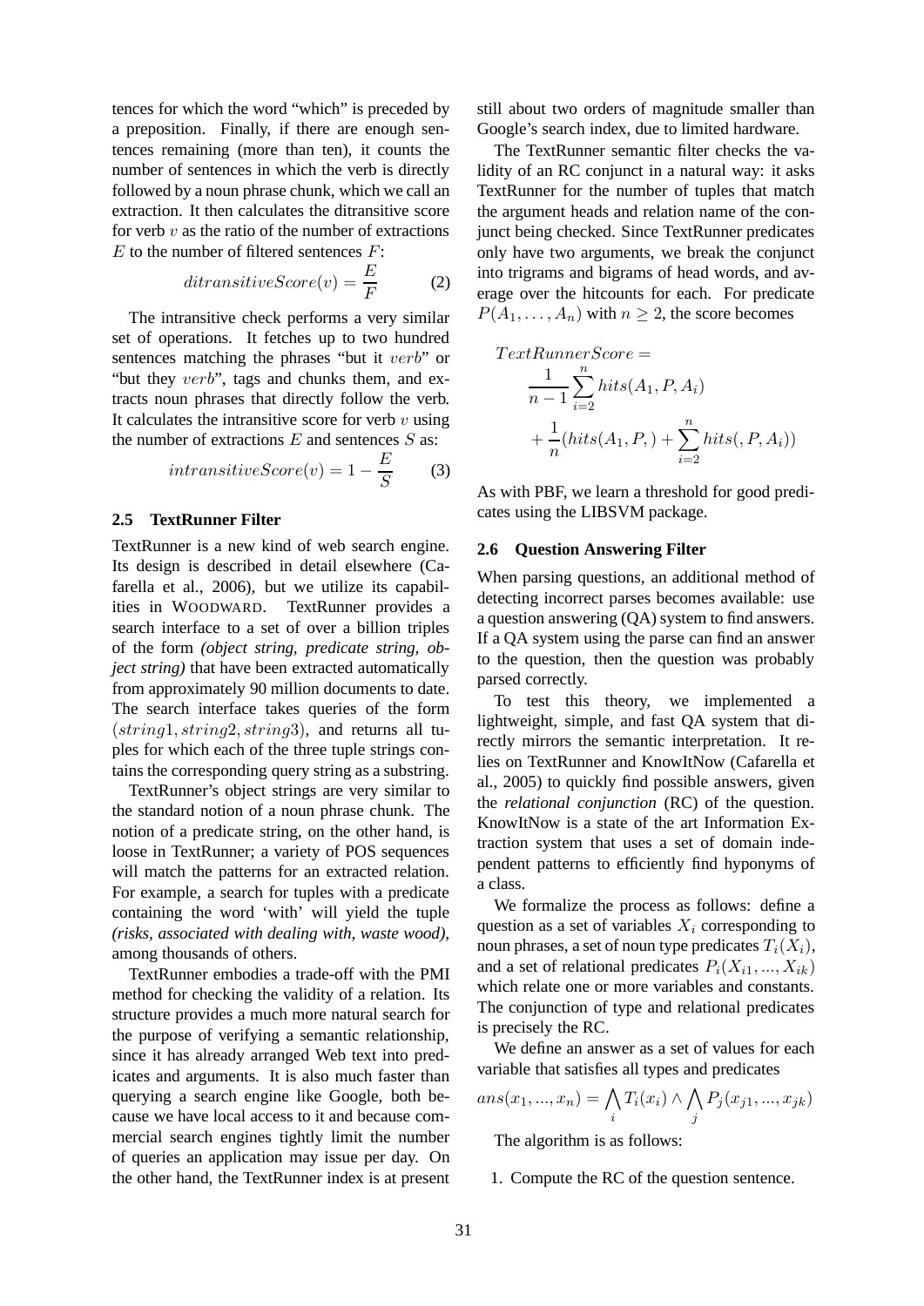tences for which the word "which" is preceded by a preposition. Finally, if there are enough sentences remaining (more than ten), it counts the number of sentences in which the verb is directly followed by a noun phrase chunk, which we call an extraction. It then calculates the ditransitive score for verb $v$ as the ratio of the number of extractions $E$ to the number of filtered sentences $F$:

$$ditransitiveScore(v) = \frac{E}{F} \quad (2)$$

The intransitive check performs a very similar set of operations. It fetches up to two hundred sentences matching the phrases "but it $verb$" or "but they $verb$", tags and chunks them, and extracts noun phrases that directly follow the verb. It calculates the intransitive score for verb $v$ using the number of extractions $E$ and sentences $S$ as:

$$intransitiveScore(v) = 1 - \frac{E}{S} \quad (3)$$

### 2.5 TextRunner Filter

TextRunner is a new kind of web search engine. Its design is described in detail elsewhere (Cafarella et al., 2006), but we utilize its capabilities in WOODWARD. TextRunner provides a search interface to a set of over a billion triples of the form *(object string, predicate string, object string)* that have been extracted automatically from approximately 90 million documents to date. The search interface takes queries of the form $(string1, string2, string3)$, and returns all tuples for which each of the three tuple strings contains the corresponding query string as a substring.

TextRunner's object strings are very similar to the standard notion of a noun phrase chunk. The notion of a predicate string, on the other hand, is loose in TextRunner; a variety of POS sequences will match the patterns for an extracted relation. For example, a search for tuples with a predicate containing the word 'with' will yield the tuple *(risks, associated with dealing with, waste wood)*, among thousands of others.

TextRunner embodies a trade-off with the PMI method for checking the validity of a relation. Its structure provides a much more natural search for the purpose of verifying a semantic relationship, since it has already arranged Web text into predicates and arguments. It is also much faster than querying a search engine like Google, both because we have local access to it and because commercial search engines tightly limit the number of queries an application may issue per day. On the other hand, the TextRunner index is at present still about two orders of magnitude smaller than Google's search index, due to limited hardware.

The TextRunner semantic filter checks the validity of an RC conjunct in a natural way: it asks TextRunner for the number of tuples that match the argument heads and relation name of the conjunct being checked. Since TextRunner predicates only have two arguments, we break the conjunct into trigrams and bigrams of head words, and average over the hitcounts for each. For predicate $P(A_1, \ldots, A_n)$ with $n \geq 2$, the score becomes

$$TextRunnerScore = \frac{1}{n-1}\sum_{i=2}^{n} hits(A_1, P, A_i) + \frac{1}{n}(hits(A_1, P, ) + \sum_{i=2}^{n} hits(, P, A_i))$$

As with PBF, we learn a threshold for good predicates using the LIBSVM package.

### 2.6 Question Answering Filter

When parsing questions, an additional method of detecting incorrect parses becomes available: use a question answering (QA) system to find answers. If a QA system using the parse can find an answer to the question, then the question was probably parsed correctly.

To test this theory, we implemented a lightweight, simple, and fast QA system that directly mirrors the semantic interpretation. It relies on TextRunner and KnowItNow (Cafarella et al., 2005) to quickly find possible answers, given the *relational conjunction* (RC) of the question. KnowItNow is a state of the art Information Extraction system that uses a set of domain independent patterns to efficiently find hyponyms of a class.

We formalize the process as follows: define a question as a set of variables $X_i$ corresponding to noun phrases, a set of noun type predicates $T_i(X_i)$, and a set of relational predicates $P_i(X_{i1}, ..., X_{ik})$ which relate one or more variables and constants. The conjunction of type and relational predicates is precisely the RC.

We define an answer as a set of values for each variable that satisfies all types and predicates

$$ans(x_1, ..., x_n) = \bigwedge_i T_i(x_i) \wedge \bigwedge_j P_j(x_{j1}, ..., x_{jk})$$

The algorithm is as follows:

1. Compute the RC of the question sentence.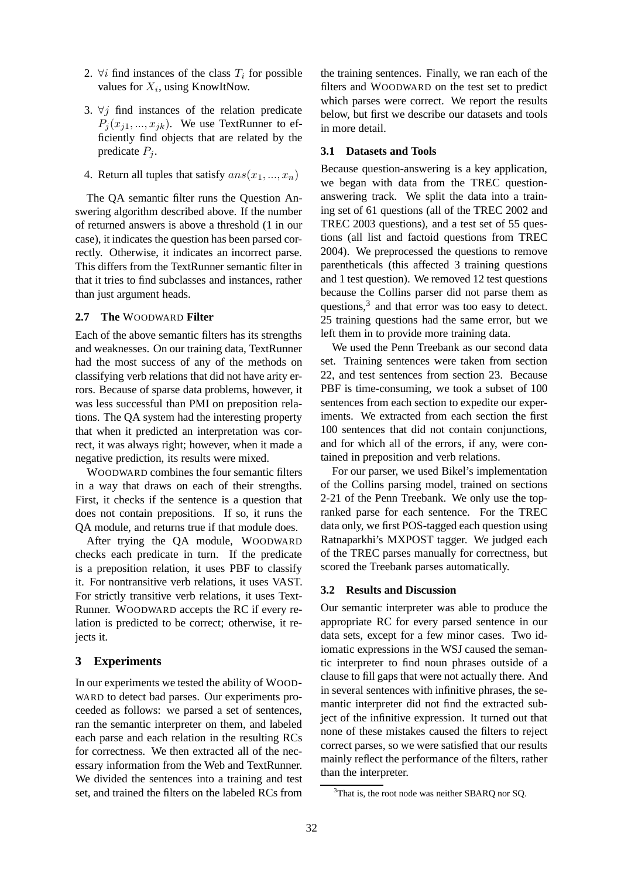2. $\forall i$ find instances of the class $T_i$ for possible values for $X_i$, using KnowItNow.

3. $\forall j$ find instances of the relation predicate $P_j(x_{j1}, ..., x_{jk})$. We use TextRunner to efficiently find objects that are related by the predicate $P_j$.

4. Return all tuples that satisfy $ans(x_1, ..., x_n)$

The QA semantic filter runs the Question Answering algorithm described above. If the number of returned answers is above a threshold (1 in our case), it indicates the question has been parsed correctly. Otherwise, it indicates an incorrect parse. This differs from the TextRunner semantic filter in that it tries to find subclasses and instances, rather than just argument heads.

### 2.7 The WOODWARD Filter

Each of the above semantic filters has its strengths and weaknesses. On our training data, TextRunner had the most success of any of the methods on classifying verb relations that did not have arity errors. Because of sparse data problems, however, it was less successful than PMI on preposition relations. The QA system had the interesting property that when it predicted an interpretation was correct, it was always right; however, when it made a negative prediction, its results were mixed.

WOODWARD combines the four semantic filters in a way that draws on each of their strengths. First, it checks if the sentence is a question that does not contain prepositions. If so, it runs the QA module, and returns true if that module does.

After trying the QA module, WOODWARD checks each predicate in turn. If the predicate is a preposition relation, it uses PBF to classify it. For nontransitive verb relations, it uses VAST. For strictly transitive verb relations, it uses TextRunner. WOODWARD accepts the RC if every relation is predicted to be correct; otherwise, it rejects it.

## 3 Experiments

In our experiments we tested the ability of WOODWARD to detect bad parses. Our experiments proceeded as follows: we parsed a set of sentences, ran the semantic interpreter on them, and labeled each parse and each relation in the resulting RCs for correctness. We then extracted all of the necessary information from the Web and TextRunner. We divided the sentences into a training and test set, and trained the filters on the labeled RCs from the training sentences. Finally, we ran each of the filters and WOODWARD on the test set to predict which parses were correct. We report the results below, but first we describe our datasets and tools in more detail.

### 3.1 Datasets and Tools

Because question-answering is a key application, we began with data from the TREC question-answering track. We split the data into a training set of 61 questions (all of the TREC 2002 and TREC 2003 questions), and a test set of 55 questions (all list and factoid questions from TREC 2004). We preprocessed the questions to remove parentheticals (this affected 3 training questions and 1 test question). We removed 12 test questions because the Collins parser did not parse them as questions,[3] and that error was too easy to detect. 25 training questions had the same error, but we left them in to provide more training data.

We used the Penn Treebank as our second data set. Training sentences were taken from section 22, and test sentences from section 23. Because PBF is time-consuming, we took a subset of 100 sentences from each section to expedite our experiments. We extracted from each section the first 100 sentences that did not contain conjunctions, and for which all of the errors, if any, were contained in preposition and verb relations.

For our parser, we used Bikel's implementation of the Collins parsing model, trained on sections 2-21 of the Penn Treebank. We only use the top-ranked parse for each sentence. For the TREC data only, we first POS-tagged each question using Ratnaparkhi's MXPOST tagger. We judged each of the TREC parses manually for correctness, but scored the Treebank parses automatically.

### 3.2 Results and Discussion

Our semantic interpreter was able to produce the appropriate RC for every parsed sentence in our data sets, except for a few minor cases. Two idiomatic expressions in the WSJ caused the semantic interpreter to find noun phrases outside of a clause to fill gaps that were not actually there. And in several sentences with infinitive phrases, the semantic interpreter did not find the extracted subject of the infinitive expression. It turned out that none of these mistakes caused the filters to reject correct parses, so we were satisfied that our results mainly reflect the performance of the filters, rather than the interpreter.

[3] That is, the root node was neither SBARQ nor SQ.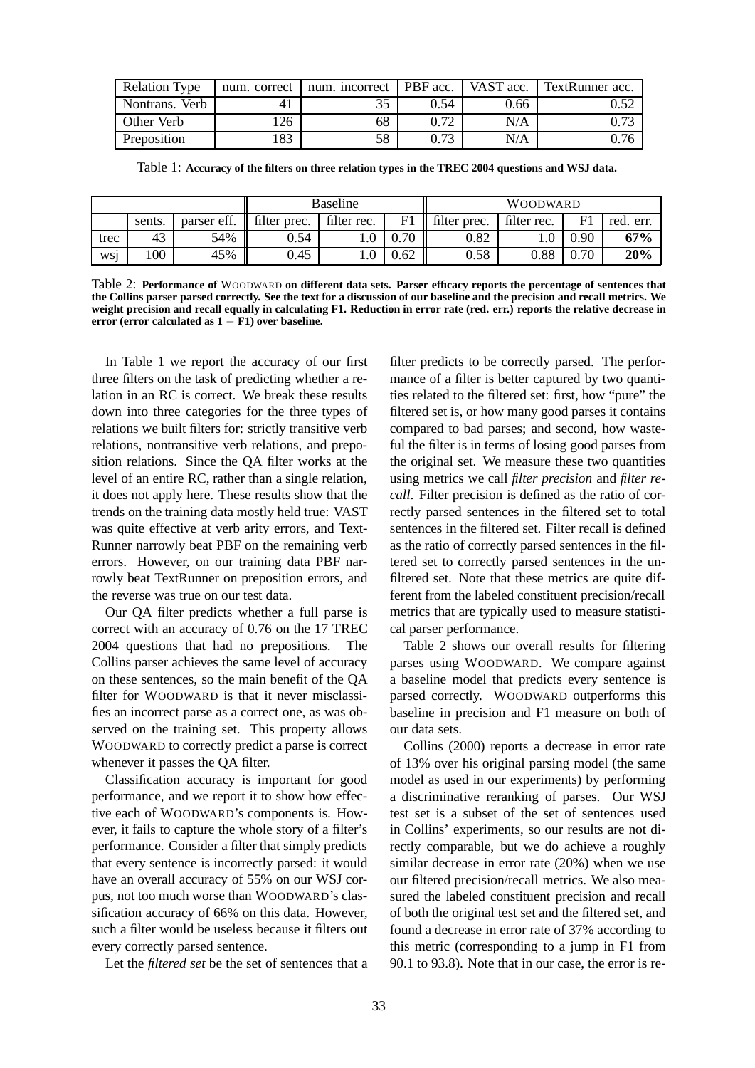| Relation Type | num. correct | num. incorrect | PBF acc. | VAST acc. | TextRunner acc. |
|---|---|---|---|---|---|
| Nontrans. Verb | 41 | 35 | 0.54 | 0.66 | 0.52 |
| Other Verb | 126 | 68 | 0.72 | N/A | 0.73 |
| Preposition | 183 | 58 | 0.73 | N/A | 0.76 |

Table 1: **Accuracy of the filters on three relation types in the TREC 2004 questions and WSJ data.**

| | | | Baseline | | | WOODWARD | | | |
|---|---|---|---|---|---|---|---|---|---|
| | sents. | parser eff. | filter prec. | filter rec. | F1 | filter prec. | filter rec. | F1 | red. err. |
| trec | 43 | 54% | 0.54 | 1.0 | 0.70 | 0.82 | 1.0 | 0.90 | **67%** |
| wsj | 100 | 45% | 0.45 | 1.0 | 0.62 | 0.58 | 0.88 | 0.70 | **20%** |

Table 2: **Performance of** WOODWARD **on different data sets. Parser efficacy reports the percentage of sentences that the Collins parser parsed correctly. See the text for a discussion of our baseline and the precision and recall metrics. We weight precision and recall equally in calculating F1. Reduction in error rate (red. err.) reports the relative decrease in error (error calculated as $1 - $ F1) over baseline.**

In Table 1 we report the accuracy of our first three filters on the task of predicting whether a relation in an RC is correct. We break these results down into three categories for the three types of relations we built filters for: strictly transitive verb relations, nontransitive verb relations, and preposition relations. Since the QA filter works at the level of an entire RC, rather than a single relation, it does not apply here. These results show that the trends on the training data mostly held true: VAST was quite effective at verb arity errors, and TextRunner narrowly beat PBF on the remaining verb errors. However, on our training data PBF narrowly beat TextRunner on preposition errors, and the reverse was true on our test data.

Our QA filter predicts whether a full parse is correct with an accuracy of 0.76 on the 17 TREC 2004 questions that had no prepositions. The Collins parser achieves the same level of accuracy on these sentences, so the main benefit of the QA filter for WOODWARD is that it never misclassifies an incorrect parse as a correct one, as was observed on the training set. This property allows WOODWARD to correctly predict a parse is correct whenever it passes the QA filter.

Classification accuracy is important for good performance, and we report it to show how effective each of WOODWARD's components is. However, it fails to capture the whole story of a filter's performance. Consider a filter that simply predicts that every sentence is incorrectly parsed: it would have an overall accuracy of 55% on our WSJ corpus, not too much worse than WOODWARD's classification accuracy of 66% on this data. However, such a filter would be useless because it filters out every correctly parsed sentence.

Let the *filtered set* be the set of sentences that a filter predicts to be correctly parsed. The performance of a filter is better captured by two quantities related to the filtered set: first, how "pure" the filtered set is, or how many good parses it contains compared to bad parses; and second, how wasteful the filter is in terms of losing good parses from the original set. We measure these two quantities using metrics we call *filter precision* and *filter recall*. Filter precision is defined as the ratio of correctly parsed sentences in the filtered set to total sentences in the filtered set. Filter recall is defined as the ratio of correctly parsed sentences in the filtered set to correctly parsed sentences in the unfiltered set. Note that these metrics are quite different from the labeled constituent precision/recall metrics that are typically used to measure statistical parser performance.

Table 2 shows our overall results for filtering parses using WOODWARD. We compare against a baseline model that predicts every sentence is parsed correctly. WOODWARD outperforms this baseline in precision and F1 measure on both of our data sets.

Collins (2000) reports a decrease in error rate of 13% over his original parsing model (the same model as used in our experiments) by performing a discriminative reranking of parses. Our WSJ test set is a subset of the set of sentences used in Collins' experiments, so our results are not directly comparable, but we do achieve a roughly similar decrease in error rate (20%) when we use our filtered precision/recall metrics. We also measured the labeled constituent precision and recall of both the original test set and the filtered set, and found a decrease in error rate of 37% according to this metric (corresponding to a jump in F1 from 90.1 to 93.8). Note that in our case, the error is re-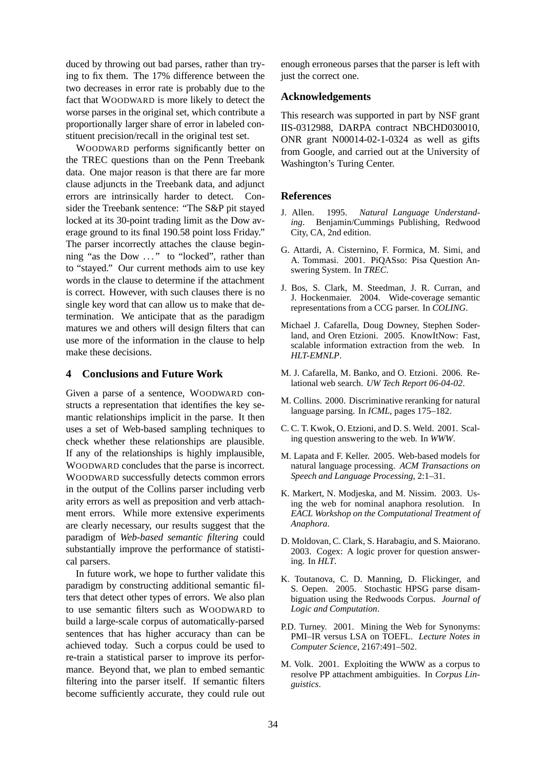duced by throwing out bad parses, rather than trying to fix them. The 17% difference between the two decreases in error rate is probably due to the fact that WOODWARD is more likely to detect the worse parses in the original set, which contribute a proportionally larger share of error in labeled constituent precision/recall in the original test set.

WOODWARD performs significantly better on the TREC questions than on the Penn Treebank data. One major reason is that there are far more clause adjuncts in the Treebank data, and adjunct errors are intrinsically harder to detect. Consider the Treebank sentence: "The S&P pit stayed locked at its 30-point trading limit as the Dow average ground to its final 190.58 point loss Friday." The parser incorrectly attaches the clause beginning "as the Dow ..." to "locked", rather than to "stayed." Our current methods aim to use key words in the clause to determine if the attachment is correct. However, with such clauses there is no single key word that can allow us to make that determination. We anticipate that as the paradigm matures we and others will design filters that can use more of the information in the clause to help make these decisions.

## 4 Conclusions and Future Work

Given a parse of a sentence, WOODWARD constructs a representation that identifies the key semantic relationships implicit in the parse. It then uses a set of Web-based sampling techniques to check whether these relationships are plausible. If any of the relationships is highly implausible, WOODWARD concludes that the parse is incorrect. WOODWARD successfully detects common errors in the output of the Collins parser including verb arity errors as well as preposition and verb attachment errors. While more extensive experiments are clearly necessary, our results suggest that the paradigm of *Web-based semantic filtering* could substantially improve the performance of statistical parsers.

In future work, we hope to further validate this paradigm by constructing additional semantic filters that detect other types of errors. We also plan to use semantic filters such as WOODWARD to build a large-scale corpus of automatically-parsed sentences that has higher accuracy than can be achieved today. Such a corpus could be used to re-train a statistical parser to improve its performance. Beyond that, we plan to embed semantic filtering into the parser itself. If semantic filters become sufficiently accurate, they could rule out enough erroneous parses that the parser is left with just the correct one.

## Acknowledgements

This research was supported in part by NSF grant IIS-0312988, DARPA contract NBCHD030010, ONR grant N00014-02-1-0324 as well as gifts from Google, and carried out at the University of Washington's Turing Center.

## References

J. Allen. 1995. *Natural Language Understanding*. Benjamin/Cummings Publishing, Redwood City, CA, 2nd edition.

G. Attardi, A. Cisternino, F. Formica, M. Simi, and A. Tommasi. 2001. PiQASso: Pisa Question Answering System. In *TREC*.

J. Bos, S. Clark, M. Steedman, J. R. Curran, and J. Hockenmaier. 2004. Wide-coverage semantic representations from a CCG parser. In *COLING*.

Michael J. Cafarella, Doug Downey, Stephen Soderland, and Oren Etzioni. 2005. KnowItNow: Fast, scalable information extraction from the web. In *HLT-EMNLP*.

M. J. Cafarella, M. Banko, and O. Etzioni. 2006. Relational web search. *UW Tech Report 06-04-02*.

M. Collins. 2000. Discriminative reranking for natural language parsing. In *ICML*, pages 175–182.

C. C. T. Kwok, O. Etzioni, and D. S. Weld. 2001. Scaling question answering to the web. In *WWW*.

M. Lapata and F. Keller. 2005. Web-based models for natural language processing. *ACM Transactions on Speech and Language Processing*, 2:1–31.

K. Markert, N. Modjeska, and M. Nissim. 2003. Using the web for nominal anaphora resolution. In *EACL Workshop on the Computational Treatment of Anaphora*.

D. Moldovan, C. Clark, S. Harabagiu, and S. Maiorano. 2003. Cogex: A logic prover for question answering. In *HLT*.

K. Toutanova, C. D. Manning, D. Flickinger, and S. Oepen. 2005. Stochastic HPSG parse disambiguation using the Redwoods Corpus. *Journal of Logic and Computation*.

P.D. Turney. 2001. Mining the Web for Synonyms: PMI–IR versus LSA on TOEFL. *Lecture Notes in Computer Science*, 2167:491–502.

M. Volk. 2001. Exploiting the WWW as a corpus to resolve PP attachment ambiguities. In *Corpus Linguistics*.